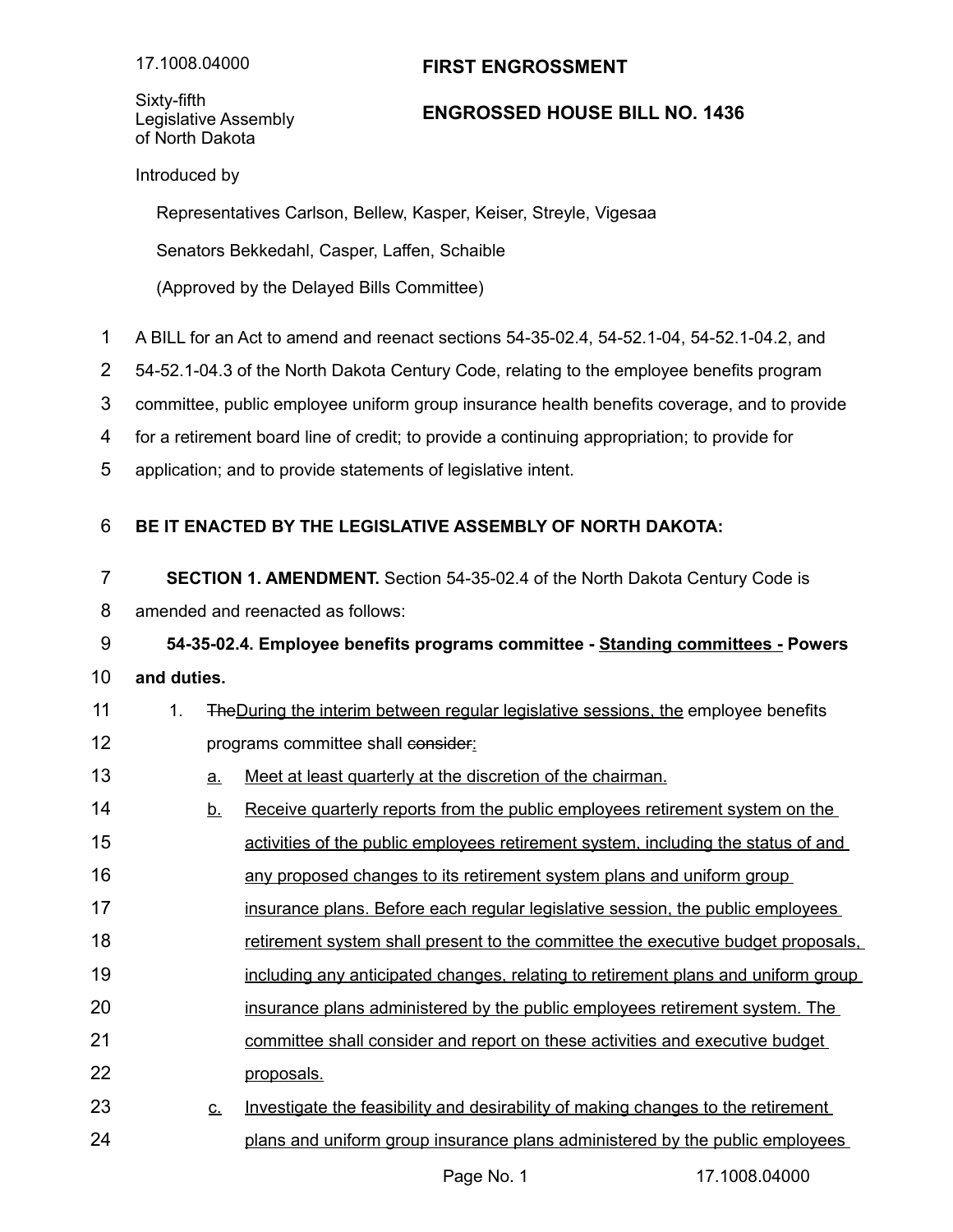17.1008.04000

Sixty-fifth Legislative Assembly of North Dakota

**FIRST ENGROSSMENT**

**ENGROSSED HOUSE BILL NO. 1436**

Introduced by

Representatives Carlson, Bellew, Kasper, Keiser, Streyle, Vigesaa

Senators Bekkedahl, Casper, Laffen, Schaible

(Approved by the Delayed Bills Committee)

A BILL for an Act to amend and reenact sections 54-35-02.4, 54-52.1-04, 54-52.1-04.2, and 54-52.1-04.3 of the North Dakota Century Code, relating to the employee benefits program committee, public employee uniform group insurance health benefits coverage, and to provide for a retirement board line of credit; to provide a continuing appropriation; to provide for application; and to provide statements of legislative intent.

**BE IT ENACTED BY THE LEGISLATIVE ASSEMBLY OF NORTH DAKOTA:**

**SECTION 1. AMENDMENT.** Section 54-35-02.4 of the North Dakota Century Code is amended and reenacted as follows:

**54-35-02.4. Employee benefits programs committee - <u>Standing committees -</u> Powers and duties.**

1. ~~The~~<u>During the interim between regular legislative sessions, the</u> employee benefits programs committee shall ~~consider~~<u>:</u>
   <u>a.</u> <u>Meet at least quarterly at the discretion of the chairman.</u>
   <u>b.</u> <u>Receive quarterly reports from the public employees retirement system on the activities of the public employees retirement system, including the status of and any proposed changes to its retirement system plans and uniform group insurance plans. Before each regular legislative session, the public employees retirement system shall present to the committee the executive budget proposals, including any anticipated changes, relating to retirement plans and uniform group insurance plans administered by the public employees retirement system. The committee shall consider and report on these activities and executive budget proposals.</u>
   <u>c.</u> <u>Investigate the feasibility and desirability of making changes to the retirement plans and uniform group insurance plans administered by the public employees</u>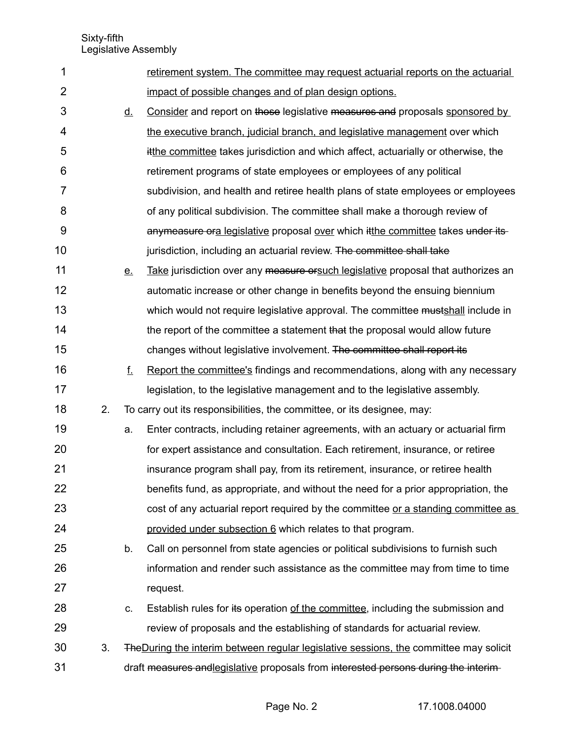retirement system. The committee may request actuarial reports on the actuarial impact of possible changes and of plan design options.

d. Consider and report on ~~those~~ legislative ~~measures and~~ proposals sponsored by the executive branch, judicial branch, and legislative management over which ~~it~~the committee takes jurisdiction and which affect, actuarially or otherwise, the retirement programs of state employees or employees of any political subdivision, and health and retiree health plans of state employees or employees of any political subdivision. The committee shall make a thorough review of ~~anymeasure or~~a legislative proposal over which ~~it~~the committee takes ~~under its~~ jurisdiction, including an actuarial review. ~~The committee shall take~~

e. Take jurisdiction over any ~~measure or~~such legislative proposal that authorizes an automatic increase or other change in benefits beyond the ensuing biennium which would not require legislative approval. The committee ~~must~~shall include in the report of the committee a statement ~~that~~ the proposal would allow future changes without legislative involvement. ~~The committee shall report its~~

f. Report the committee's findings and recommendations, along with any necessary legislation, to the legislative management and to the legislative assembly.

2. To carry out its responsibilities, the committee, or its designee, may:

   a. Enter contracts, including retainer agreements, with an actuary or actuarial firm for expert assistance and consultation. Each retirement, insurance, or retiree insurance program shall pay, from its retirement, insurance, or retiree health benefits fund, as appropriate, and without the need for a prior appropriation, the cost of any actuarial report required by the committee or a standing committee as provided under subsection 6 which relates to that program.

   b. Call on personnel from state agencies or political subdivisions to furnish such information and render such assistance as the committee may from time to time request.

   c. Establish rules for ~~its~~ operation of the committee, including the submission and review of proposals and the establishing of standards for actuarial review.

3. ~~The~~During the interim between regular legislative sessions, the committee may solicit draft ~~measures and~~legislative proposals from ~~interested persons during the interim~~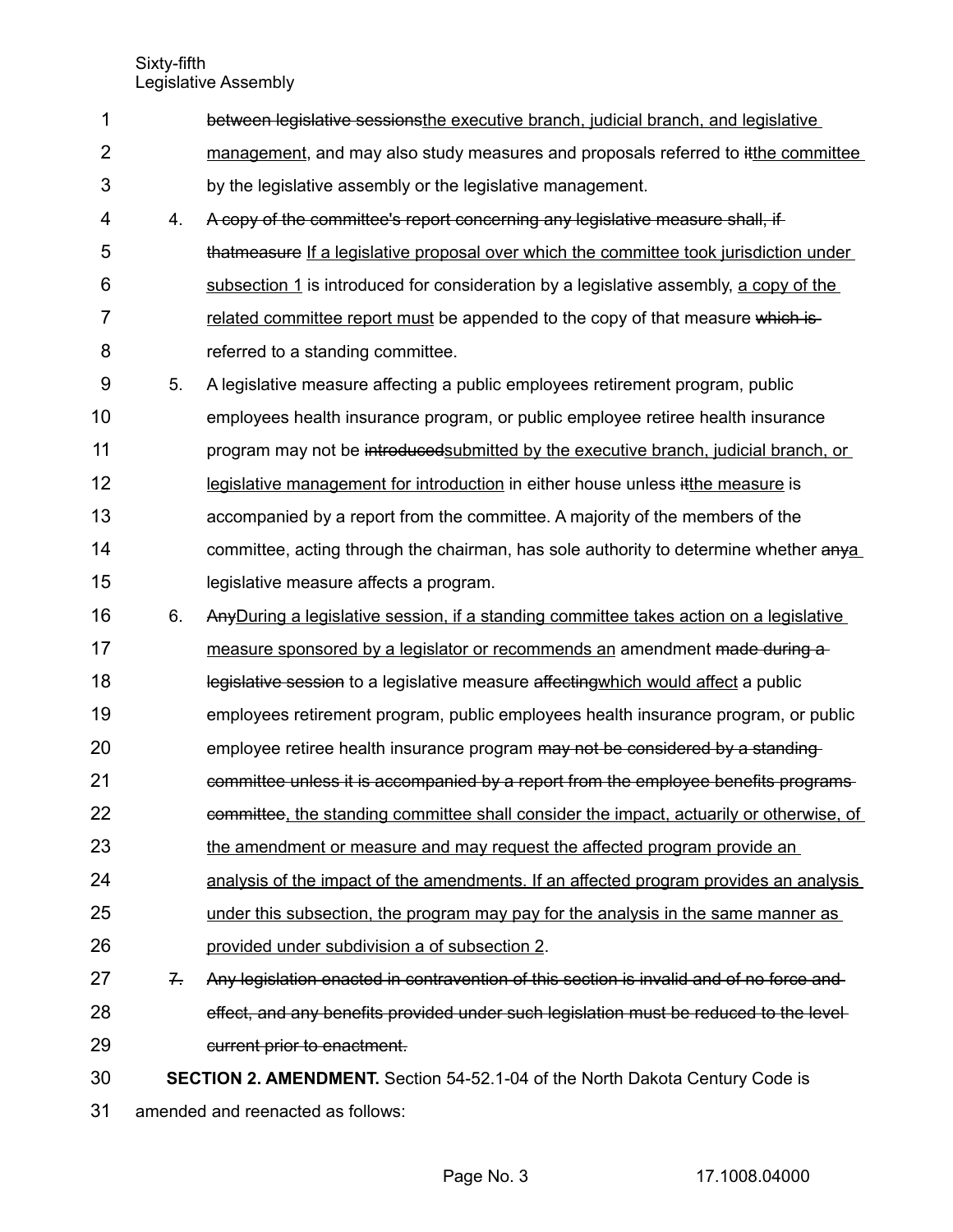between legislative sessionsthe executive branch, judicial branch, and legislative management, and may also study measures and proposals referred to itthe committee by the legislative assembly or the legislative management.

4. A copy of the committee's report concerning any legislative measure shall, if thatmeasure If a legislative proposal over which the committee took jurisdiction under subsection 1 is introduced for consideration by a legislative assembly, a copy of the related committee report must be appended to the copy of that measure which is referred to a standing committee.

5. A legislative measure affecting a public employees retirement program, public employees health insurance program, or public employee retiree health insurance program may not be introducedsubmitted by the executive branch, judicial branch, or legislative management for introduction in either house unless itthe measure is accompanied by a report from the committee. A majority of the members of the committee, acting through the chairman, has sole authority to determine whether anya legislative measure affects a program.

6. AnyDuring a legislative session, if a standing committee takes action on a legislative measure sponsored by a legislator or recommends an amendment made during a legislative session to a legislative measure affectingwhich would affect a public employees retirement program, public employees health insurance program, or public employee retiree health insurance program may not be considered by a standing committee unless it is accompanied by a report from the employee benefits programs committee, the standing committee shall consider the impact, actuarily or otherwise, of the amendment or measure and may request the affected program provide an analysis of the impact of the amendments. If an affected program provides an analysis under this subsection, the program may pay for the analysis in the same manner as provided under subdivision a of subsection 2.

7. Any legislation enacted in contravention of this section is invalid and of no force and effect, and any benefits provided under such legislation must be reduced to the level current prior to enactment.

**SECTION 2. AMENDMENT.** Section 54-52.1-04 of the North Dakota Century Code is amended and reenacted as follows: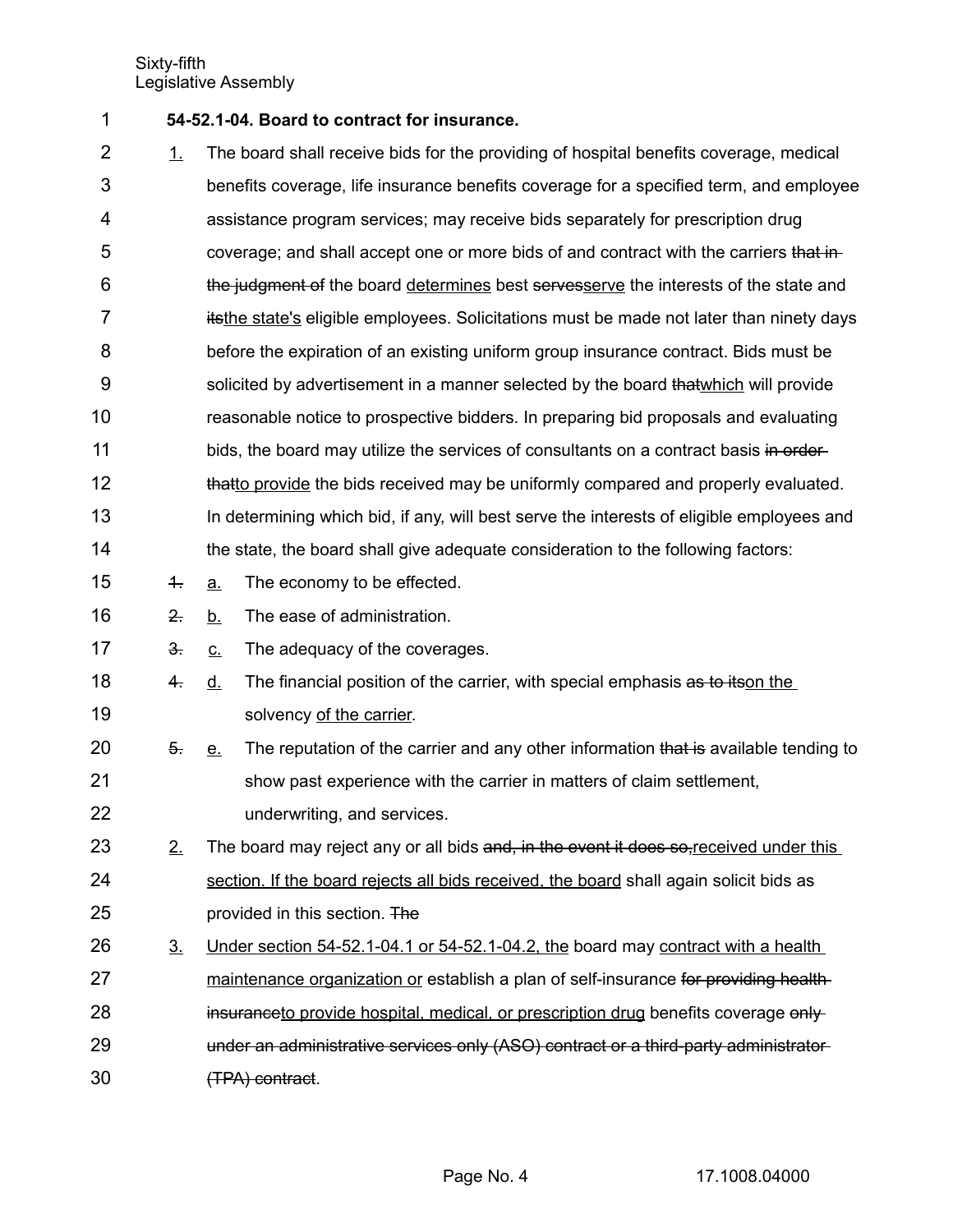**54-52.1-04. Board to contract for insurance.**

1. The board shall receive bids for the providing of hospital benefits coverage, medical benefits coverage, life insurance benefits coverage for a specified term, and employee assistance program services; may receive bids separately for prescription drug coverage; and shall accept one or more bids of and contract with the carriers ~~that in the judgment of~~ the board determines best ~~serves~~serve the interests of the state and ~~its~~the state's eligible employees. Solicitations must be made not later than ninety days before the expiration of an existing uniform group insurance contract. Bids must be solicited by advertisement in a manner selected by the board ~~that~~which will provide reasonable notice to prospective bidders. In preparing bid proposals and evaluating bids, the board may utilize the services of consultants on a contract basis ~~in order that~~to provide the bids received may be uniformly compared and properly evaluated. In determining which bid, if any, will best serve the interests of eligible employees and the state, the board shall give adequate consideration to the following factors:

   ~~1.~~ a. The economy to be effected.

   ~~2.~~ b. The ease of administration.

   ~~3.~~ c. The adequacy of the coverages.

   ~~4.~~ d. The financial position of the carrier, with special emphasis ~~as to its~~on the solvency of the carrier.

   ~~5.~~ e. The reputation of the carrier and any other information ~~that is~~ available tending to show past experience with the carrier in matters of claim settlement, underwriting, and services.

2. The board may reject any or all bids ~~and, in the event it does so,~~received under this section. If the board rejects all bids received, the board shall again solicit bids as provided in this section. ~~The~~

3. Under section 54-52.1-04.1 or 54-52.1-04.2, the board may contract with a health maintenance organization or establish a plan of self-insurance ~~for providing health insurance~~to provide hospital, medical, or prescription drug benefits coverage ~~only under an administrative services only (ASO) contract or a third-party administrator (TPA) contract~~.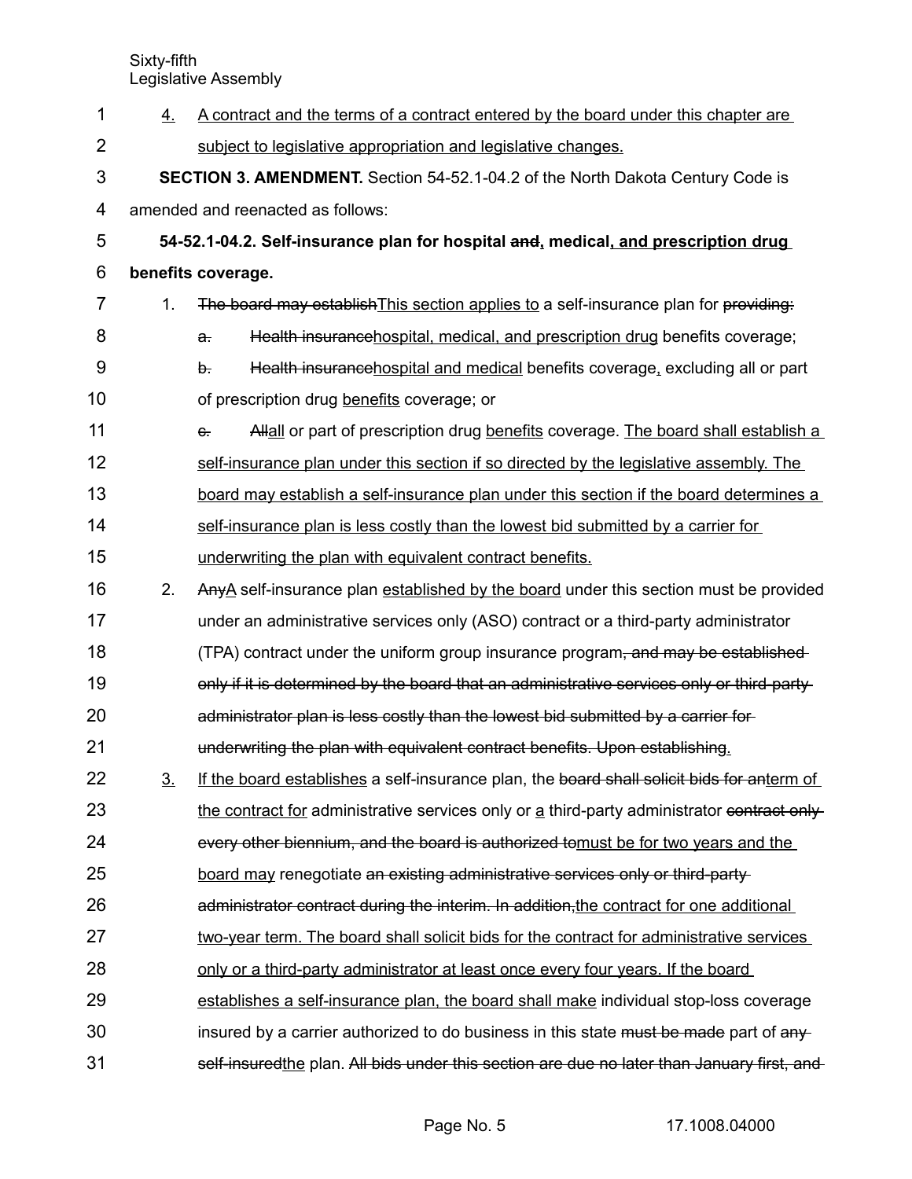4. <u>A contract and the terms of a contract entered by the board under this chapter are subject to legislative appropriation and legislative changes.</u>

**SECTION 3. AMENDMENT.** Section 54-52.1-04.2 of the North Dakota Century Code is amended and reenacted as follows:

**54-52.1-04.2. Self-insurance plan for hospital ~~and~~<u>,</u> medical<u>, and prescription drug</u> benefits coverage.**

1. ~~The board may establish~~<u>This section applies to</u> a self-insurance plan for ~~providing:~~
   - ~~a.~~ ~~Health insurance~~<u>hospital, medical, and prescription drug</u> benefits coverage;
   - ~~b.~~ ~~Health insurance~~<u>hospital and medical</u> benefits coverage<u>,</u> excluding all or part of prescription drug <u>benefits</u> coverage; or
   - ~~c.~~ ~~All~~<u>all</u> or part of prescription drug <u>benefits</u> coverage. <u>The board shall establish a self-insurance plan under this section if so directed by the legislative assembly. The board may establish a self-insurance plan under this section if the board determines a self-insurance plan is less costly than the lowest bid submitted by a carrier for underwriting the plan with equivalent contract benefits.</u>
2. ~~Any~~<u>A</u> self-insurance plan <u>established by the board</u> under this section must be provided under an administrative services only (ASO) contract or a third-party administrator (TPA) contract under the uniform group insurance program~~, and may be established only if it is determined by the board that an administrative services only or third-party administrator plan is less costly than the lowest bid submitted by a carrier for underwriting the plan with equivalent contract benefits. Upon establishing~~<u>.</u>
3. <u>If the board establishes</u> a self-insurance plan, the ~~board shall solicit bids for an~~<u>term of the contract for</u> administrative services only or <u>a</u> third-party administrator ~~contract only every other biennium, and the board is authorized to~~<u>must be for two years and the board may</u> renegotiate ~~an existing administrative services only or third-party administrator contract during the interim. In addition,~~<u>the contract for one additional two-year term. The board shall solicit bids for the contract for administrative services only or a third-party administrator at least once every four years. If the board establishes a self-insurance plan, the board shall make</u> individual stop-loss coverage insured by a carrier authorized to do business in this state ~~must be made~~ part of ~~any self-insured~~<u>the</u> plan. ~~All bids under this section are due no later than January first, and~~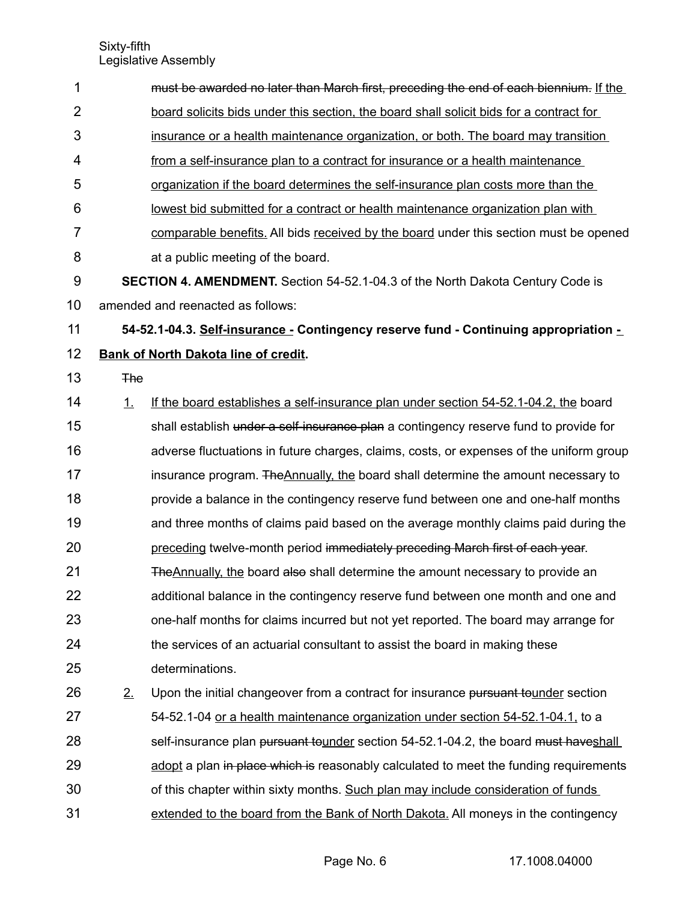~~must be awarded no later than March first, preceding the end of each biennium.~~ If the board solicits bids under this section, the board shall solicit bids for a contract for insurance or a health maintenance organization, or both. The board may transition from a self-insurance plan to a contract for insurance or a health maintenance organization if the board determines the self-insurance plan costs more than the lowest bid submitted for a contract or health maintenance organization plan with comparable benefits. All bids received by the board under this section must be opened at a public meeting of the board.

**SECTION 4. AMENDMENT.** Section 54-52.1-04.3 of the North Dakota Century Code is amended and reenacted as follows:

**54-52.1-04.3. Self-insurance - Contingency reserve fund - Continuing appropriation - Bank of North Dakota line of credit.**

~~The~~

1. If the board establishes a self-insurance plan under section 54-52.1-04.2, the board shall establish ~~under a self-insurance plan~~ a contingency reserve fund to provide for adverse fluctuations in future charges, claims, costs, or expenses of the uniform group insurance program. ~~The~~Annually, the board shall determine the amount necessary to provide a balance in the contingency reserve fund between one and one-half months and three months of claims paid based on the average monthly claims paid during the preceding twelve-month period ~~immediately preceding March first of each year~~. ~~The~~Annually, the board ~~also~~ shall determine the amount necessary to provide an additional balance in the contingency reserve fund between one month and one and one-half months for claims incurred but not yet reported. The board may arrange for the services of an actuarial consultant to assist the board in making these determinations.

2. Upon the initial changeover from a contract for insurance ~~pursuant to~~under section 54-52.1-04 or a health maintenance organization under section 54-52.1-04.1, to a self-insurance plan ~~pursuant to~~under section 54-52.1-04.2, the board ~~must have~~shall adopt a plan ~~in place which is~~ reasonably calculated to meet the funding requirements of this chapter within sixty months. Such plan may include consideration of funds extended to the board from the Bank of North Dakota. All moneys in the contingency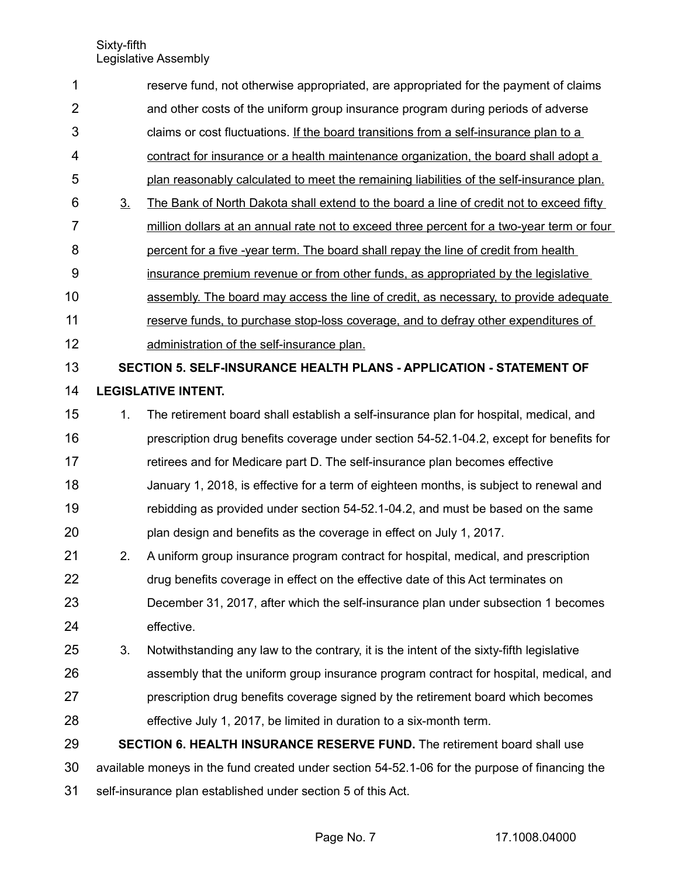reserve fund, not otherwise appropriated, are appropriated for the payment of claims and other costs of the uniform group insurance program during periods of adverse claims or cost fluctuations. <u>If the board transitions from a self-insurance plan to a contract for insurance or a health maintenance organization, the board shall adopt a plan reasonably calculated to meet the remaining liabilities of the self-insurance plan.</u>

<u>3.</u> <u>The Bank of North Dakota shall extend to the board a line of credit not to exceed fifty million dollars at an annual rate not to exceed three percent for a two-year term or four percent for a five -year term. The board shall repay the line of credit from health insurance premium revenue or from other funds, as appropriated by the legislative assembly. The board may access the line of credit, as necessary, to provide adequate reserve funds, to purchase stop-loss coverage, and to defray other expenditures of administration of the self-insurance plan.</u>

**SECTION 5. SELF-INSURANCE HEALTH PLANS - APPLICATION - STATEMENT OF LEGISLATIVE INTENT.**

1. The retirement board shall establish a self-insurance plan for hospital, medical, and prescription drug benefits coverage under section 54-52.1-04.2, except for benefits for retirees and for Medicare part D. The self-insurance plan becomes effective January 1, 2018, is effective for a term of eighteen months, is subject to renewal and rebidding as provided under section 54-52.1-04.2, and must be based on the same plan design and benefits as the coverage in effect on July 1, 2017.
2. A uniform group insurance program contract for hospital, medical, and prescription drug benefits coverage in effect on the effective date of this Act terminates on December 31, 2017, after which the self-insurance plan under subsection 1 becomes effective.
3. Notwithstanding any law to the contrary, it is the intent of the sixty-fifth legislative assembly that the uniform group insurance program contract for hospital, medical, and prescription drug benefits coverage signed by the retirement board which becomes effective July 1, 2017, be limited in duration to a six-month term.

**SECTION 6. HEALTH INSURANCE RESERVE FUND.** The retirement board shall use available moneys in the fund created under section 54-52.1-06 for the purpose of financing the self-insurance plan established under section 5 of this Act.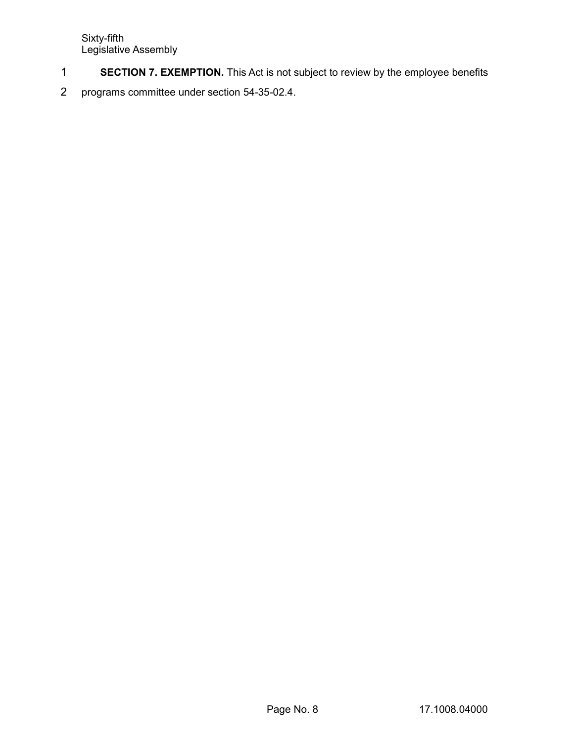**SECTION 7. EXEMPTION.** This Act is not subject to review by the employee benefits programs committee under section 54-35-02.4.